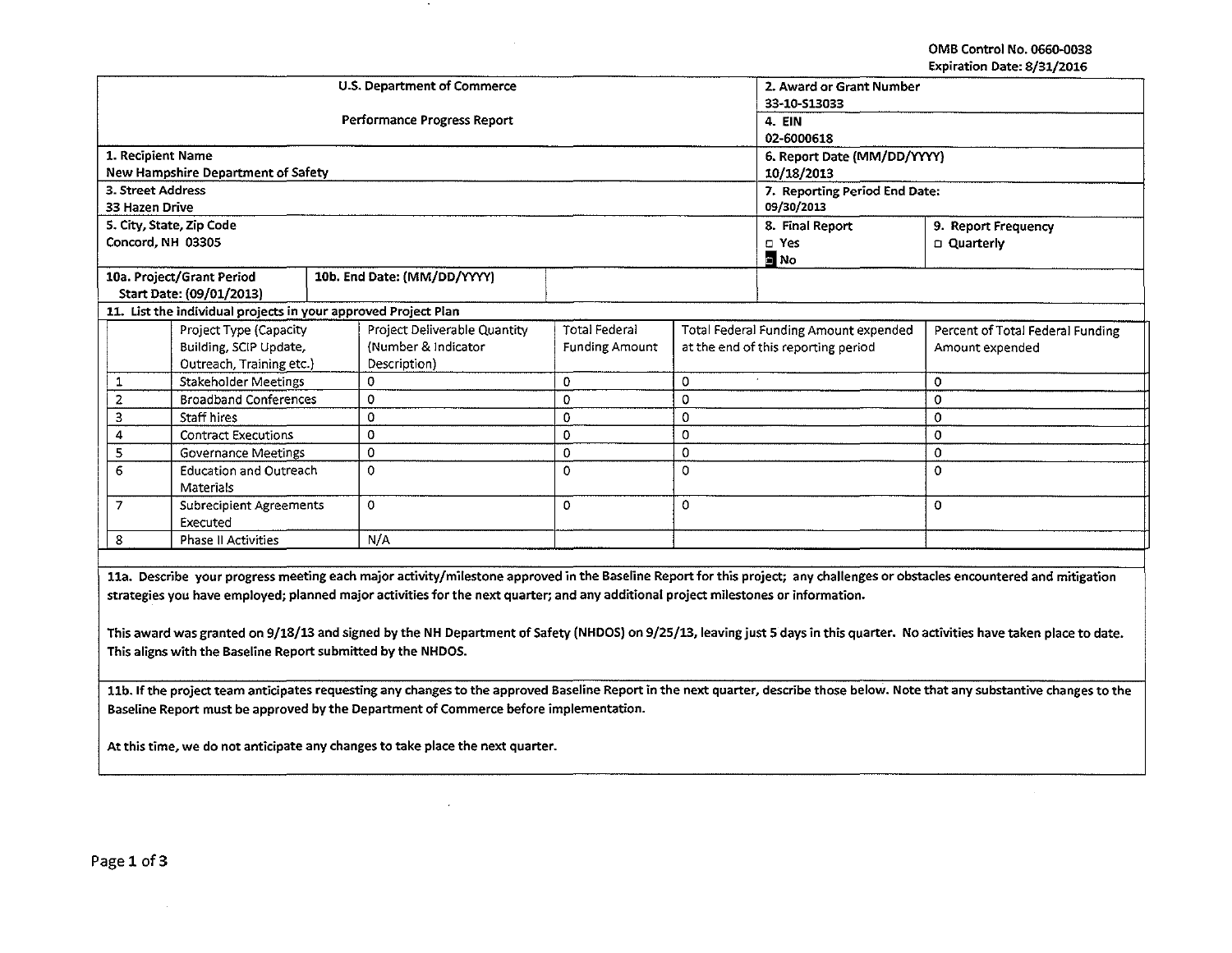OMB Control No. 0660-0038
Expiration Date: 8/31/2016

| U.S. Department of Commerce<br>Performance Progress Report | | 2. Award or Grant Number<br>33-10-S13033<br>4. EIN<br>02-6000618 | |
|---|---|---|---|
| 1. Recipient Name<br>New Hampshire Department of Safety | | 6. Report Date (MM/DD/YYYY)<br>10/18/2013 | |
| 3. Street Address<br>33 Hazen Drive | | 7. Reporting Period End Date:<br>09/30/2013 | |
| 5. City, State, Zip Code<br>Concord, NH 03305 | | 8. Final Report<br>□ Yes<br>■ No | 9. Report Frequency<br>□ Quarterly |
| 10a. Project/Grant Period<br>Start Date: (09/01/2013) | 10b. End Date: (MM/DD/YYYY) | | |

11. List the individual projects in your approved Project Plan

| | Project Type (Capacity Building, SCIP Update, Outreach, Training etc.) | Project Deliverable Quantity (Number & Indicator Description) | Total Federal Funding Amount | Total Federal Funding Amount expended at the end of this reporting period | Percent of Total Federal Funding Amount expended |
|---|---|---|---|---|---|
| 1 | Stakeholder Meetings | 0 | 0 | 0 | 0 |
| 2 | Broadband Conferences | 0 | 0 | 0 | 0 |
| 3 | Staff hires | 0 | 0 | 0 | 0 |
| 4 | Contract Executions | 0 | 0 | 0 | 0 |
| 5 | Governance Meetings | 0 | 0 | 0 | 0 |
| 6 | Education and Outreach Materials | 0 | 0 | 0 | 0 |
| 7 | Subrecipient Agreements Executed | 0 | 0 | 0 | 0 |
| 8 | Phase II Activities | N/A | | | |

**11a. Describe your progress meeting each major activity/milestone approved in the Baseline Report for this project; any challenges or obstacles encountered and mitigation strategies you have employed; planned major activities for the next quarter; and any additional project milestones or information.**

This award was granted on 9/18/13 and signed by the NH Department of Safety (NHDOS) on 9/25/13, leaving just 5 days in this quarter. No activities have taken place to date. This aligns with the Baseline Report submitted by the NHDOS.

**11b. If the project team anticipates requesting any changes to the approved Baseline Report in the next quarter, describe those below. Note that any substantive changes to the Baseline Report must be approved by the Department of Commerce before implementation.**

At this time, we do not anticipate any changes to take place the next quarter.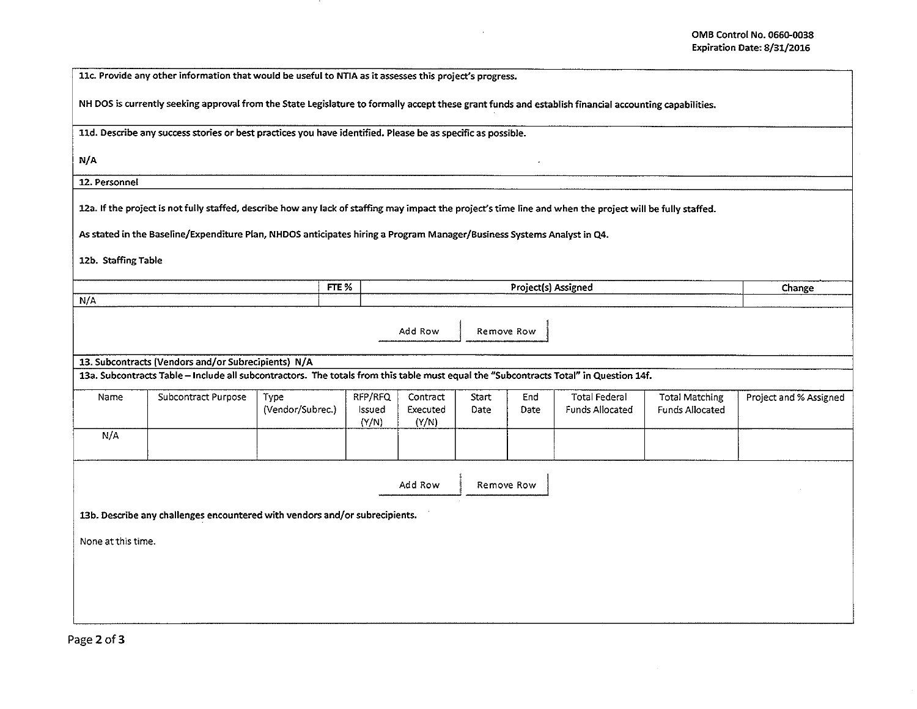OMB Control No. 0660-0038
Expiration Date: 8/31/2016

**11c. Provide any other information that would be useful to NTIA as it assesses this project's progress.**

NH DOS is currently seeking approval from the State Legislature to formally accept these grant funds and establish financial accounting capabilities.

**11d. Describe any success stories or best practices you have identified. Please be as specific as possible.**

N/A

**12. Personnel**

**12a. If the project is not fully staffed, describe how any lack of staffing may impact the project's time line and when the project will be fully staffed.**

As stated in the Baseline/Expenditure Plan, NHDOS anticipates hiring a Program Manager/Business Systems Analyst in Q4.

**12b. Staffing Table**

| | FTE % | Project(s) Assigned | Change |
|---|---|---|---|
| N/A | | | |

Add Row | Remove Row

**13. Subcontracts (Vendors and/or Subrecipients) N/A**

**13a. Subcontracts Table – Include all subcontractors. The totals from this table must equal the "Subcontracts Total" in Question 14f.**

| Name | Subcontract Purpose | Type (Vendor/Subrec.) | RFP/RFQ Issued (Y/N) | Contract Executed (Y/N) | Start Date | End Date | Total Federal Funds Allocated | Total Matching Funds Allocated | Project and % Assigned |
|---|---|---|---|---|---|---|---|---|---|
| N/A | | | | | | | | | |

Add Row | Remove Row

**13b. Describe any challenges encountered with vendors and/or subrecipients.**

None at this time.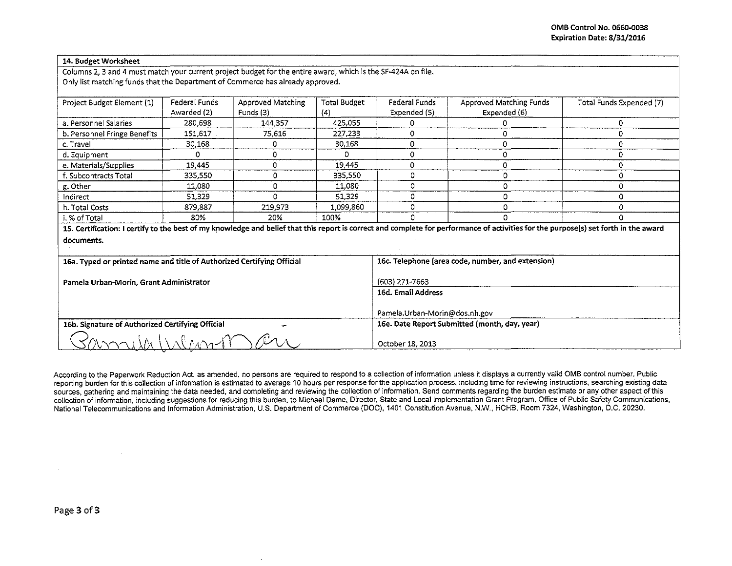OMB Control No. 0660-0038
Expiration Date: 8/31/2016

**14. Budget Worksheet**

Columns 2, 3 and 4 must match your current project budget for the entire award, which is the SF-424A on file.
Only list matching funds that the Department of Commerce has already approved.

| Project Budget Element (1) | Federal Funds Awarded (2) | Approved Matching Funds (3) | Total Budget (4) | Federal Funds Expended (5) | Approved Matching Funds Expended (6) | Total Funds Expended (7) |
|---|---|---|---|---|---|---|
| a. Personnel Salaries | 280,698 | 144,357 | 425,055 | 0 | 0 | 0 |
| b. Personnel Fringe Benefits | 151,617 | 75,616 | 227,233 | 0 | 0 | 0 |
| c. Travel | 30,168 | 0 | 30,168 | 0 | 0 | 0 |
| d. Equipment | 0 | 0 | 0 | 0 | 0 | 0 |
| e. Materials/Supplies | 19,445 | 0 | 19,445 | 0 | 0 | 0 |
| f. Subcontracts Total | 335,550 | 0 | 335,550 | 0 | 0 | 0 |
| g. Other | 11,080 | 0 | 11,080 | 0 | 0 | 0 |
| Indirect | 51,329 | 0 | 51,329 | 0 | 0 | 0 |
| h. Total Costs | 879,887 | 219,973 | 1,099,860 | 0 | 0 | 0 |
| i. % of Total | 80% | 20% | 100% | 0 | 0 | 0 |

**15. Certification: I certify to the best of my knowledge and belief that this report is correct and complete for performance of activities for the purpose(s) set forth in the award documents.**

| | |
|---|---|
| **16a. Typed or printed name and title of Authorized Certifying Official**<br><br>**Pamela Urban-Morin, Grant Administrator** | **16c. Telephone (area code, number, and extension)**<br><br>(603) 271-7663 |
| | **16d. Email Address**<br><br>Pamela.Urban-Morin@dos.nh.gov |
| **16b. Signature of Authorized Certifying Official**<br><br>Pamela Urban-Morin | **16e. Date Report Submitted (month, day, year)**<br><br>October 18, 2013 |

According to the Paperwork Reduction Act, as amended, no persons are required to respond to a collection of information unless it displays a currently valid OMB control number. Public reporting burden for this collection of information is estimated to average 10 hours per response for the application process, including time for reviewing instructions, searching existing data sources, gathering and maintaining the data needed, and completing and reviewing the collection of information. Send comments regarding the burden estimate or any other aspect of this collection of information, including suggestions for reducing this burden, to Michael Dame, Director, State and Local Implementation Grant Program, Office of Public Safety Communications, National Telecommunications and Information Administration, U.S. Department of Commerce (DOC), 1401 Constitution Avenue, N.W., HCHB, Room 7324, Washington, D.C. 20230.